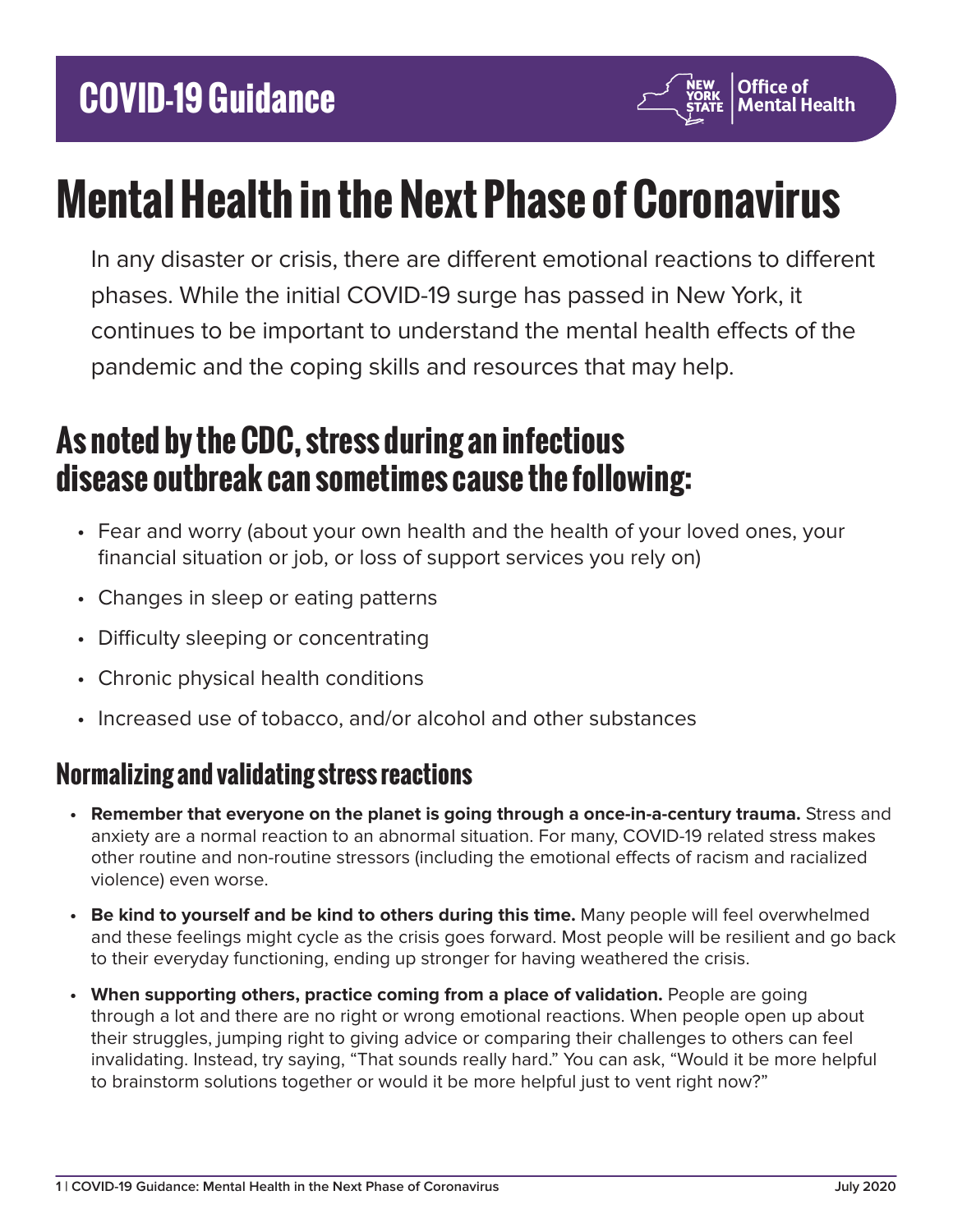# COVID-19 Guidance

Office of Mental Health

# Mental Health in the Next Phase of Coronavirus

In any disaster or crisis, there are different emotional reactions to different phases. While the initial COVID-19 surge has passed in New York, it continues to be important to understand the mental health effects of the pandemic and the coping skills and resources that may help.

## As noted by the CDC, stress during an infectious disease outbreak can sometimes cause the following:

- Fear and worry (about your own health and the health of your loved ones, your financial situation or job, or loss of support services you rely on)
- Changes in sleep or eating patterns
- Difficulty sleeping or concentrating
- Chronic physical health conditions
- Increased use of tobacco, and/or alcohol and other substances

### Normalizing and validating stress reactions

- **Remember that everyone on the planet is going through a once-in-a-century trauma.** Stress and anxiety are a normal reaction to an abnormal situation. For many, COVID-19 related stress makes other routine and non-routine stressors (including the emotional effects of racism and racialized violence) even worse.
- **Be kind to yourself and be kind to others during this time.** Many people will feel overwhelmed and these feelings might cycle as the crisis goes forward. Most people will be resilient and go back to their everyday functioning, ending up stronger for having weathered the crisis.
- **When supporting others, practice coming from a place of validation.** People are going through a lot and there are no right or wrong emotional reactions. When people open up about their struggles, jumping right to giving advice or comparing their challenges to others can feel invalidating. Instead, try saying, "That sounds really hard." You can ask, "Would it be more helpful to brainstorm solutions together or would it be more helpful just to vent right now?"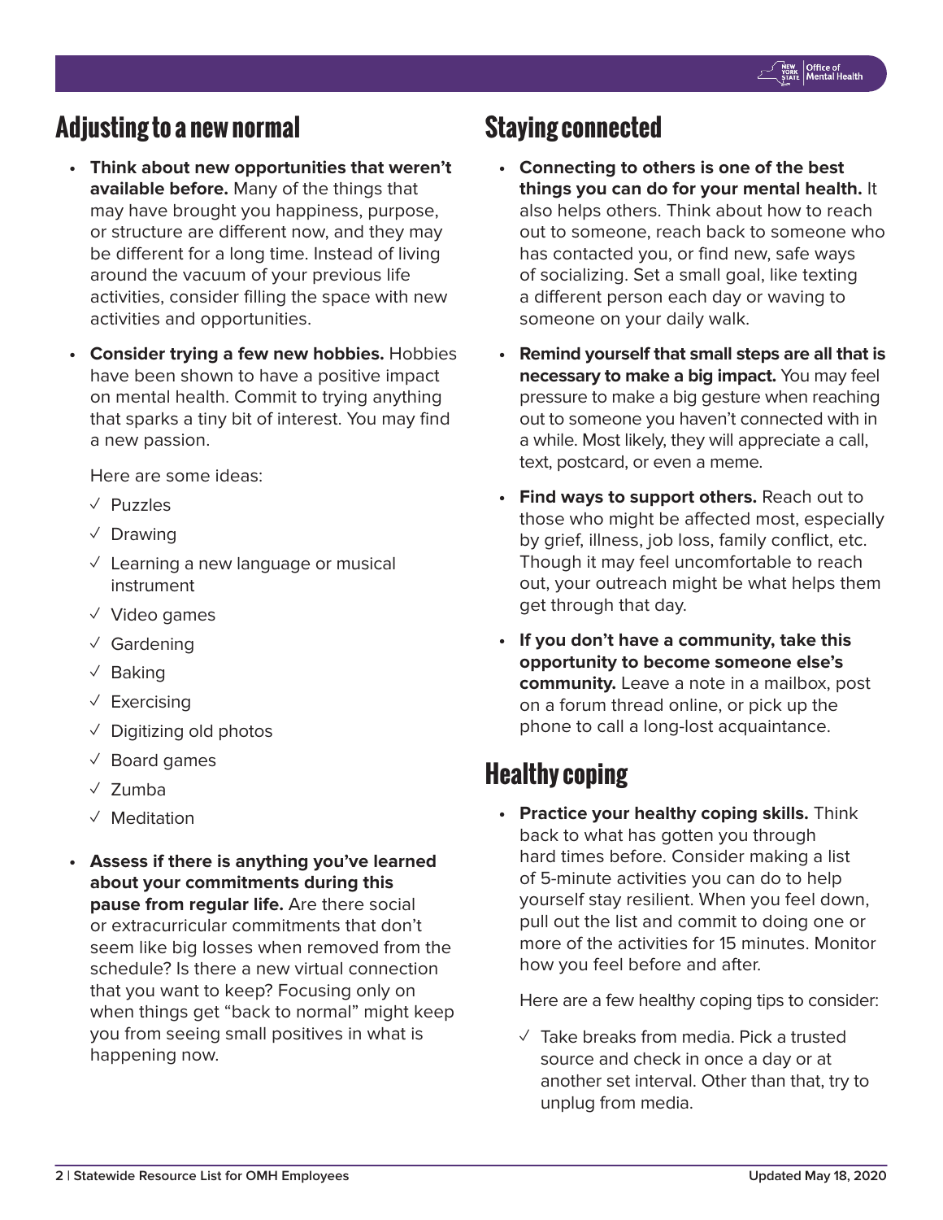## Adjusting to a new normal

- **Think about new opportunities that weren't available before.** Many of the things that may have brought you happiness, purpose, or structure are different now, and they may be different for a long time. Instead of living around the vacuum of your previous life activities, consider filling the space with new activities and opportunities.
- **Consider trying a few new hobbies.** Hobbies have been shown to have a positive impact on mental health. Commit to trying anything that sparks a tiny bit of interest. You may find a new passion.

  Here are some ideas:

  - ✓ Puzzles
  - ✓ Drawing
  - ✓ Learning a new language or musical instrument
  - ✓ Video games
  - ✓ Gardening
  - ✓ Baking
  - ✓ Exercising
  - ✓ Digitizing old photos
  - ✓ Board games
  - ✓ Zumba
  - ✓ Meditation
- **Assess if there is anything you've learned about your commitments during this pause from regular life.** Are there social or extracurricular commitments that don't seem like big losses when removed from the schedule? Is there a new virtual connection that you want to keep? Focusing only on when things get "back to normal" might keep you from seeing small positives in what is happening now.

## Staying connected

- **Connecting to others is one of the best things you can do for your mental health.** It also helps others. Think about how to reach out to someone, reach back to someone who has contacted you, or find new, safe ways of socializing. Set a small goal, like texting a different person each day or waving to someone on your daily walk.
- **Remind yourself that small steps are all that is necessary to make a big impact.** You may feel pressure to make a big gesture when reaching out to someone you haven't connected with in a while. Most likely, they will appreciate a call, text, postcard, or even a meme.
- **Find ways to support others.** Reach out to those who might be affected most, especially by grief, illness, job loss, family conflict, etc. Though it may feel uncomfortable to reach out, your outreach might be what helps them get through that day.
- **If you don't have a community, take this opportunity to become someone else's community.** Leave a note in a mailbox, post on a forum thread online, or pick up the phone to call a long-lost acquaintance.

## Healthy coping

- **Practice your healthy coping skills.** Think back to what has gotten you through hard times before. Consider making a list of 5-minute activities you can do to help yourself stay resilient. When you feel down, pull out the list and commit to doing one or more of the activities for 15 minutes. Monitor how you feel before and after.

  Here are a few healthy coping tips to consider:

  - ✓ Take breaks from media. Pick a trusted source and check in once a day or at another set interval. Other than that, try to unplug from media.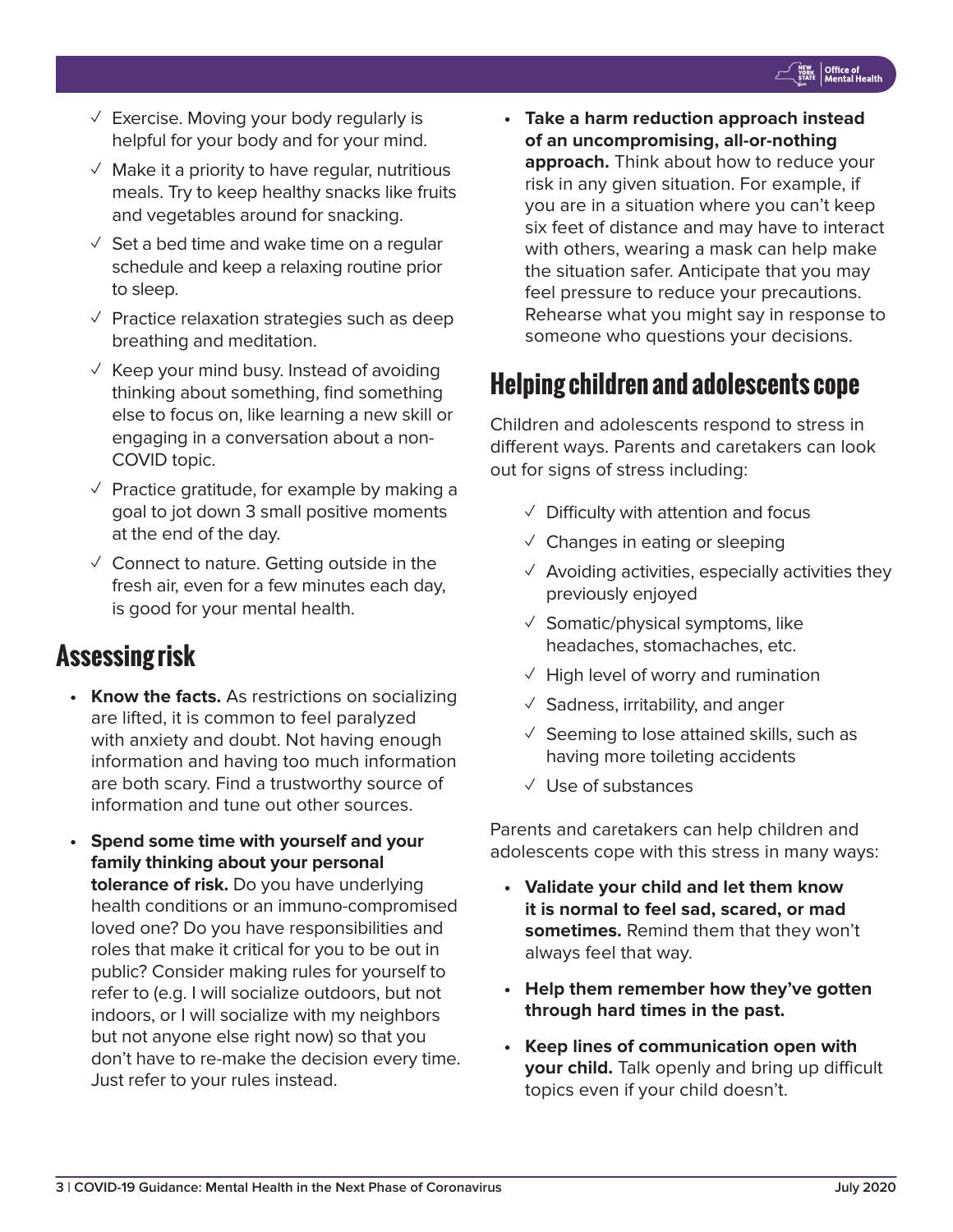- ✓ Exercise. Moving your body regularly is helpful for your body and for your mind.
- ✓ Make it a priority to have regular, nutritious meals. Try to keep healthy snacks like fruits and vegetables around for snacking.
- ✓ Set a bed time and wake time on a regular schedule and keep a relaxing routine prior to sleep.
- ✓ Practice relaxation strategies such as deep breathing and meditation.
- ✓ Keep your mind busy. Instead of avoiding thinking about something, find something else to focus on, like learning a new skill or engaging in a conversation about a non-COVID topic.
- ✓ Practice gratitude, for example by making a goal to jot down 3 small positive moments at the end of the day.
- ✓ Connect to nature. Getting outside in the fresh air, even for a few minutes each day, is good for your mental health.

## Assessing risk

- **Know the facts.** As restrictions on socializing are lifted, it is common to feel paralyzed with anxiety and doubt. Not having enough information and having too much information are both scary. Find a trustworthy source of information and tune out other sources.
- **Spend some time with yourself and your family thinking about your personal tolerance of risk.** Do you have underlying health conditions or an immuno-compromised loved one? Do you have responsibilities and roles that make it critical for you to be out in public? Consider making rules for yourself to refer to (e.g. I will socialize outdoors, but not indoors, or I will socialize with my neighbors but not anyone else right now) so that you don't have to re-make the decision every time. Just refer to your rules instead.
- **Take a harm reduction approach instead of an uncompromising, all-or-nothing approach.** Think about how to reduce your risk in any given situation. For example, if you are in a situation where you can't keep six feet of distance and may have to interact with others, wearing a mask can help make the situation safer. Anticipate that you may feel pressure to reduce your precautions. Rehearse what you might say in response to someone who questions your decisions.

## Helping children and adolescents cope

Children and adolescents respond to stress in different ways. Parents and caretakers can look out for signs of stress including:

- ✓ Difficulty with attention and focus
- ✓ Changes in eating or sleeping
- ✓ Avoiding activities, especially activities they previously enjoyed
- ✓ Somatic/physical symptoms, like headaches, stomachaches, etc.
- ✓ High level of worry and rumination
- ✓ Sadness, irritability, and anger
- ✓ Seeming to lose attained skills, such as having more toileting accidents
- ✓ Use of substances

Parents and caretakers can help children and adolescents cope with this stress in many ways:

- **Validate your child and let them know it is normal to feel sad, scared, or mad sometimes.** Remind them that they won't always feel that way.
- **Help them remember how they've gotten through hard times in the past.**
- **Keep lines of communication open with your child.** Talk openly and bring up difficult topics even if your child doesn't.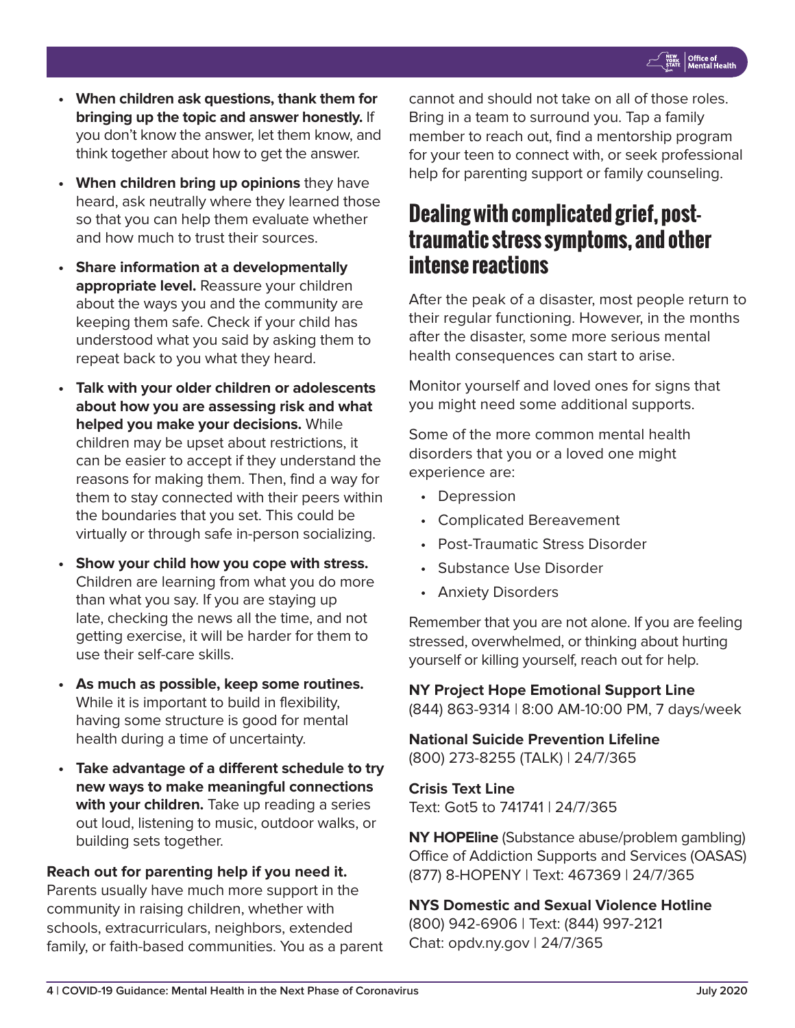- **When children ask questions, thank them for bringing up the topic and answer honestly.** If you don't know the answer, let them know, and think together about how to get the answer.
- **When children bring up opinions** they have heard, ask neutrally where they learned those so that you can help them evaluate whether and how much to trust their sources.
- **Share information at a developmentally appropriate level.** Reassure your children about the ways you and the community are keeping them safe. Check if your child has understood what you said by asking them to repeat back to you what they heard.
- **Talk with your older children or adolescents about how you are assessing risk and what helped you make your decisions.** While children may be upset about restrictions, it can be easier to accept if they understand the reasons for making them. Then, find a way for them to stay connected with their peers within the boundaries that you set. This could be virtually or through safe in-person socializing.
- **Show your child how you cope with stress.** Children are learning from what you do more than what you say. If you are staying up late, checking the news all the time, and not getting exercise, it will be harder for them to use their self-care skills.
- **As much as possible, keep some routines.** While it is important to build in flexibility, having some structure is good for mental health during a time of uncertainty.
- **Take advantage of a different schedule to try new ways to make meaningful connections with your children.** Take up reading a series out loud, listening to music, outdoor walks, or building sets together.

**Reach out for parenting help if you need it.** Parents usually have much more support in the community in raising children, whether with schools, extracurriculars, neighbors, extended family, or faith-based communities. You as a parent cannot and should not take on all of those roles. Bring in a team to surround you. Tap a family member to reach out, find a mentorship program for your teen to connect with, or seek professional help for parenting support or family counseling.

## Dealing with complicated grief, post-traumatic stress symptoms, and other intense reactions

After the peak of a disaster, most people return to their regular functioning. However, in the months after the disaster, some more serious mental health consequences can start to arise.

Monitor yourself and loved ones for signs that you might need some additional supports.

Some of the more common mental health disorders that you or a loved one might experience are:

- Depression
- Complicated Bereavement
- Post-Traumatic Stress Disorder
- Substance Use Disorder
- Anxiety Disorders

Remember that you are not alone. If you are feeling stressed, overwhelmed, or thinking about hurting yourself or killing yourself, reach out for help.

**NY Project Hope Emotional Support Line**
(844) 863-9314 | 8:00 AM-10:00 PM, 7 days/week

**National Suicide Prevention Lifeline**
(800) 273-8255 (TALK) | 24/7/365

**Crisis Text Line**
Text: Got5 to 741741 | 24/7/365

**NY HOPEline** (Substance abuse/problem gambling) Office of Addiction Supports and Services (OASAS)
(877) 8-HOPENY | Text: 467369 | 24/7/365

**NYS Domestic and Sexual Violence Hotline**
(800) 942-6906 | Text: (844) 997-2121
Chat: opdv.ny.gov | 24/7/365